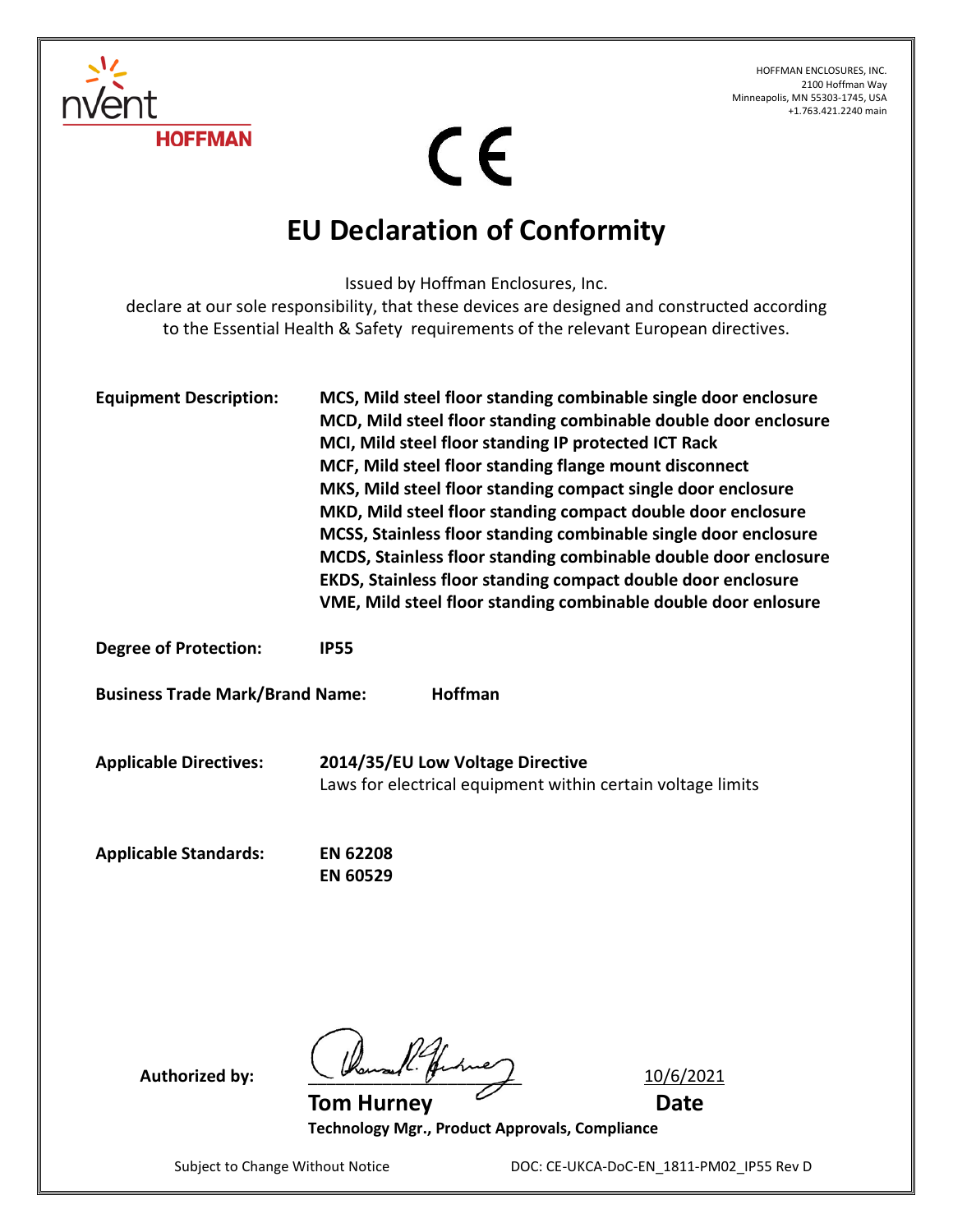HOFFMAN ENCLOSURES, INC.
2100 Hoffman Way
Minneapolis, MN 55303-1745, USA
+1.763.421.2240 main

nVent HOFFMAN

CE

# EU Declaration of Conformity

Issued by Hoffman Enclosures, Inc.
declare at our sole responsibility, that these devices are designed and constructed according to the Essential Health & Safety requirements of the relevant European directives.

**Equipment Description:**

**MCS, Mild steel floor standing combinable single door enclosure**
**MCD, Mild steel floor standing combinable double door enclosure**
**MCI, Mild steel floor standing IP protected ICT Rack**
**MCF, Mild steel floor standing flange mount disconnect**
**MKS, Mild steel floor standing compact single door enclosure**
**MKD, Mild steel floor standing compact double door enclosure**
**MCSS, Stainless floor standing combinable single door enclosure**
**MCDS, Stainless floor standing combinable double door enclosure**
**EKDS, Stainless floor standing compact double door enclosure**
**VME, Mild steel floor standing combinable double door enlosure**

**Degree of Protection:** **IP55**

**Business Trade Mark/Brand Name:** **Hoffman**

**Applicable Directives:** **2014/35/EU Low Voltage Directive**
Laws for electrical equipment within certain voltage limits

**Applicable Standards:**
**EN 62208**
**EN 60529**

**Authorized by:** 10/6/2021

**Tom Hurney** **Date**
**Technology Mgr., Product Approvals, Compliance**

Subject to Change Without Notice DOC: CE-UKCA-DoC-EN_1811-PM02_IP55 Rev D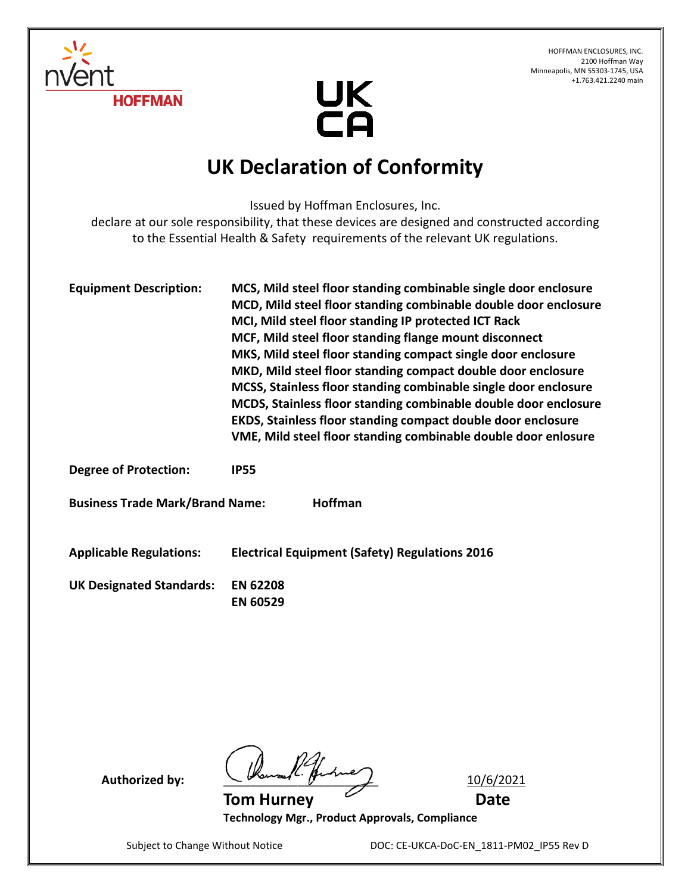HOFFMAN ENCLOSURES, INC.
2100 Hoffman Way
Minneapolis, MN 55303-1745, USA
+1.763.421.2240 main

UK
CA

# UK Declaration of Conformity

Issued by Hoffman Enclosures, Inc.
declare at our sole responsibility, that these devices are designed and constructed according to the Essential Health & Safety requirements of the relevant UK regulations.

**Equipment Description:**
**MCS, Mild steel floor standing combinable single door enclosure**
**MCD, Mild steel floor standing combinable double door enclosure**
**MCI, Mild steel floor standing IP protected ICT Rack**
**MCF, Mild steel floor standing flange mount disconnect**
**MKS, Mild steel floor standing compact single door enclosure**
**MKD, Mild steel floor standing compact double door enclosure**
**MCSS, Stainless floor standing combinable single door enclosure**
**MCDS, Stainless floor standing combinable double door enclosure**
**EKDS, Stainless floor standing compact double door enclosure**
**VME, Mild steel floor standing combinable double door enlosure**

**Degree of Protection:** **IP55**

**Business Trade Mark/Brand Name:** **Hoffman**

**Applicable Regulations:** **Electrical Equipment (Safety) Regulations 2016**

**UK Designated Standards:**
**EN 62208**
**EN 60529**

**Authorized by:** ______________________ 10/6/2021

**Tom Hurney** **Date**

**Technology Mgr., Product Approvals, Compliance**

Subject to Change Without Notice

DOC: CE-UKCA-DoC-EN_1811-PM02_IP55 Rev D